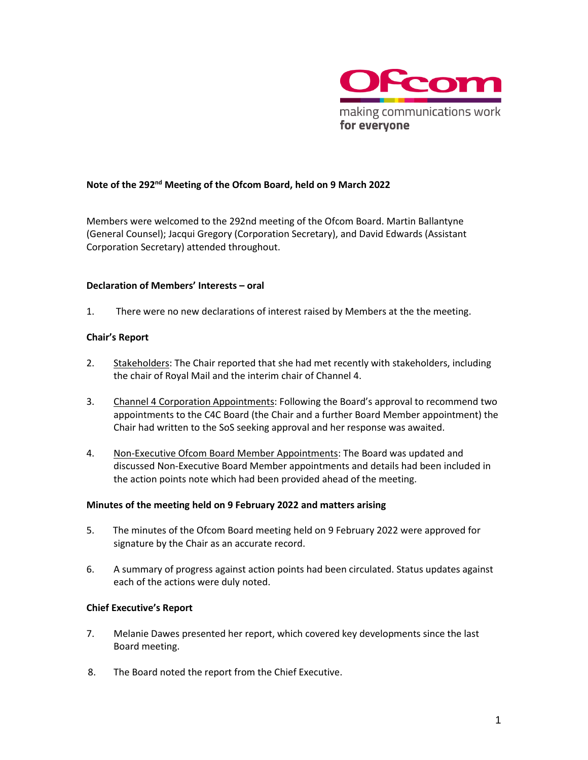Ofcom

making communications work for everyone

**Note of the 292nd Meeting of the Ofcom Board, held on 9 March 2022**

Members were welcomed to the 292nd meeting of the Ofcom Board. Martin Ballantyne (General Counsel); Jacqui Gregory (Corporation Secretary), and David Edwards (Assistant Corporation Secretary) attended throughout.

**Declaration of Members' Interests – oral**

1. There were no new declarations of interest raised by Members at the the meeting.

**Chair's Report**

2. Stakeholders: The Chair reported that she had met recently with stakeholders, including the chair of Royal Mail and the interim chair of Channel 4.

3. Channel 4 Corporation Appointments: Following the Board's approval to recommend two appointments to the C4C Board (the Chair and a further Board Member appointment) the Chair had written to the SoS seeking approval and her response was awaited.

4. Non-Executive Ofcom Board Member Appointments: The Board was updated and discussed Non-Executive Board Member appointments and details had been included in the action points note which had been provided ahead of the meeting.

**Minutes of the meeting held on 9 February 2022 and matters arising**

5. The minutes of the Ofcom Board meeting held on 9 February 2022 were approved for signature by the Chair as an accurate record.

6. A summary of progress against action points had been circulated. Status updates against each of the actions were duly noted.

**Chief Executive's Report**

7. Melanie Dawes presented her report, which covered key developments since the last Board meeting.

8. The Board noted the report from the Chief Executive.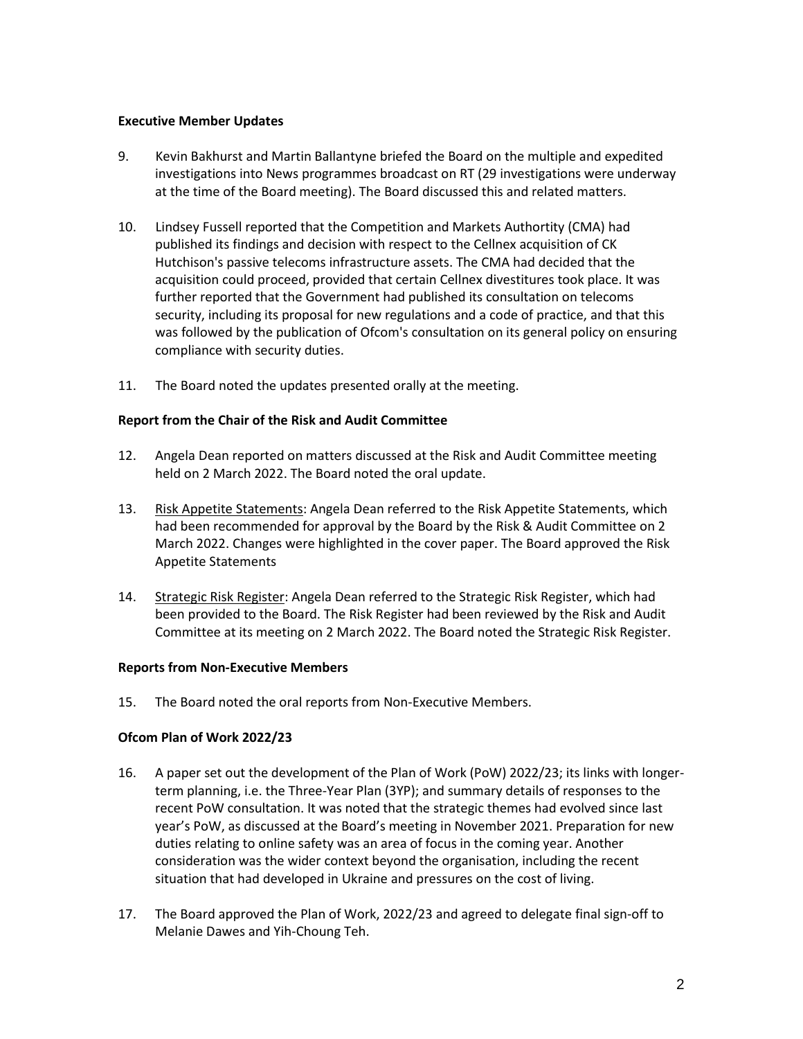**Executive Member Updates**

9. Kevin Bakhurst and Martin Ballantyne briefed the Board on the multiple and expedited investigations into News programmes broadcast on RT (29 investigations were underway at the time of the Board meeting). The Board discussed this and related matters.

10. Lindsey Fussell reported that the Competition and Markets Authortity (CMA) had published its findings and decision with respect to the Cellnex acquisition of CK Hutchison's passive telecoms infrastructure assets. The CMA had decided that the acquisition could proceed, provided that certain Cellnex divestitures took place. It was further reported that the Government had published its consultation on telecoms security, including its proposal for new regulations and a code of practice, and that this was followed by the publication of Ofcom's consultation on its general policy on ensuring compliance with security duties.

11. The Board noted the updates presented orally at the meeting.

**Report from the Chair of the Risk and Audit Committee**

12. Angela Dean reported on matters discussed at the Risk and Audit Committee meeting held on 2 March 2022. The Board noted the oral update.

13. Risk Appetite Statements: Angela Dean referred to the Risk Appetite Statements, which had been recommended for approval by the Board by the Risk & Audit Committee on 2 March 2022. Changes were highlighted in the cover paper. The Board approved the Risk Appetite Statements

14. Strategic Risk Register: Angela Dean referred to the Strategic Risk Register, which had been provided to the Board. The Risk Register had been reviewed by the Risk and Audit Committee at its meeting on 2 March 2022. The Board noted the Strategic Risk Register.

**Reports from Non-Executive Members**

15. The Board noted the oral reports from Non-Executive Members.

**Ofcom Plan of Work 2022/23**

16. A paper set out the development of the Plan of Work (PoW) 2022/23; its links with longer-term planning, i.e. the Three-Year Plan (3YP); and summary details of responses to the recent PoW consultation. It was noted that the strategic themes had evolved since last year's PoW, as discussed at the Board's meeting in November 2021. Preparation for new duties relating to online safety was an area of focus in the coming year. Another consideration was the wider context beyond the organisation, including the recent situation that had developed in Ukraine and pressures on the cost of living.

17. The Board approved the Plan of Work, 2022/23 and agreed to delegate final sign-off to Melanie Dawes and Yih-Choung Teh.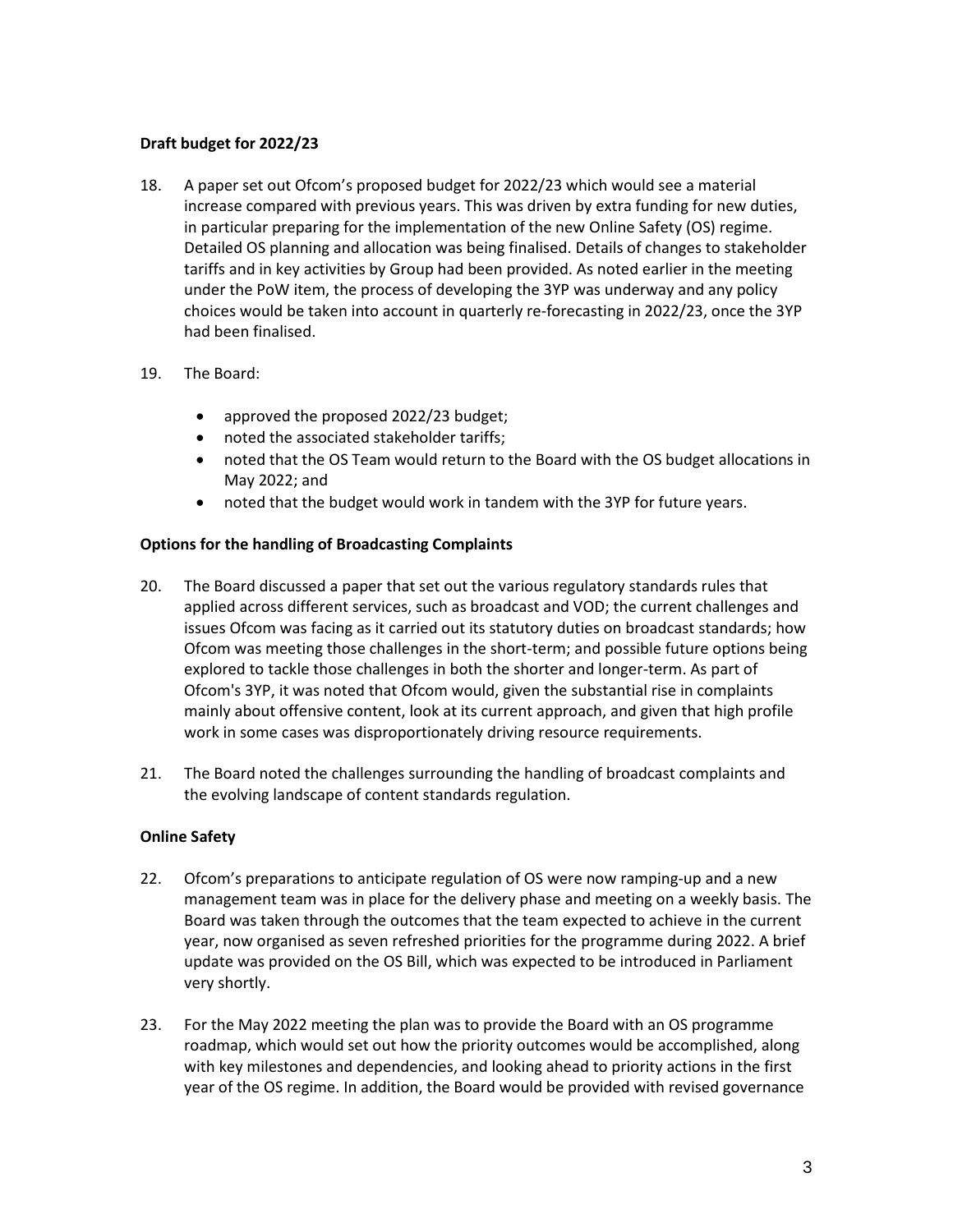**Draft budget for 2022/23**

18. A paper set out Ofcom's proposed budget for 2022/23 which would see a material increase compared with previous years. This was driven by extra funding for new duties, in particular preparing for the implementation of the new Online Safety (OS) regime. Detailed OS planning and allocation was being finalised. Details of changes to stakeholder tariffs and in key activities by Group had been provided. As noted earlier in the meeting under the PoW item, the process of developing the 3YP was underway and any policy choices would be taken into account in quarterly re-forecasting in 2022/23, once the 3YP had been finalised.

19. The Board:

    - approved the proposed 2022/23 budget;
    - noted the associated stakeholder tariffs;
    - noted that the OS Team would return to the Board with the OS budget allocations in May 2022; and
    - noted that the budget would work in tandem with the 3YP for future years.

**Options for the handling of Broadcasting Complaints**

20. The Board discussed a paper that set out the various regulatory standards rules that applied across different services, such as broadcast and VOD; the current challenges and issues Ofcom was facing as it carried out its statutory duties on broadcast standards; how Ofcom was meeting those challenges in the short-term; and possible future options being explored to tackle those challenges in both the shorter and longer-term. As part of Ofcom's 3YP, it was noted that Ofcom would, given the substantial rise in complaints mainly about offensive content, look at its current approach, and given that high profile work in some cases was disproportionately driving resource requirements.

21. The Board noted the challenges surrounding the handling of broadcast complaints and the evolving landscape of content standards regulation.

**Online Safety**

22. Ofcom's preparations to anticipate regulation of OS were now ramping-up and a new management team was in place for the delivery phase and meeting on a weekly basis. The Board was taken through the outcomes that the team expected to achieve in the current year, now organised as seven refreshed priorities for the programme during 2022. A brief update was provided on the OS Bill, which was expected to be introduced in Parliament very shortly.

23. For the May 2022 meeting the plan was to provide the Board with an OS programme roadmap, which would set out how the priority outcomes would be accomplished, along with key milestones and dependencies, and looking ahead to priority actions in the first year of the OS regime. In addition, the Board would be provided with revised governance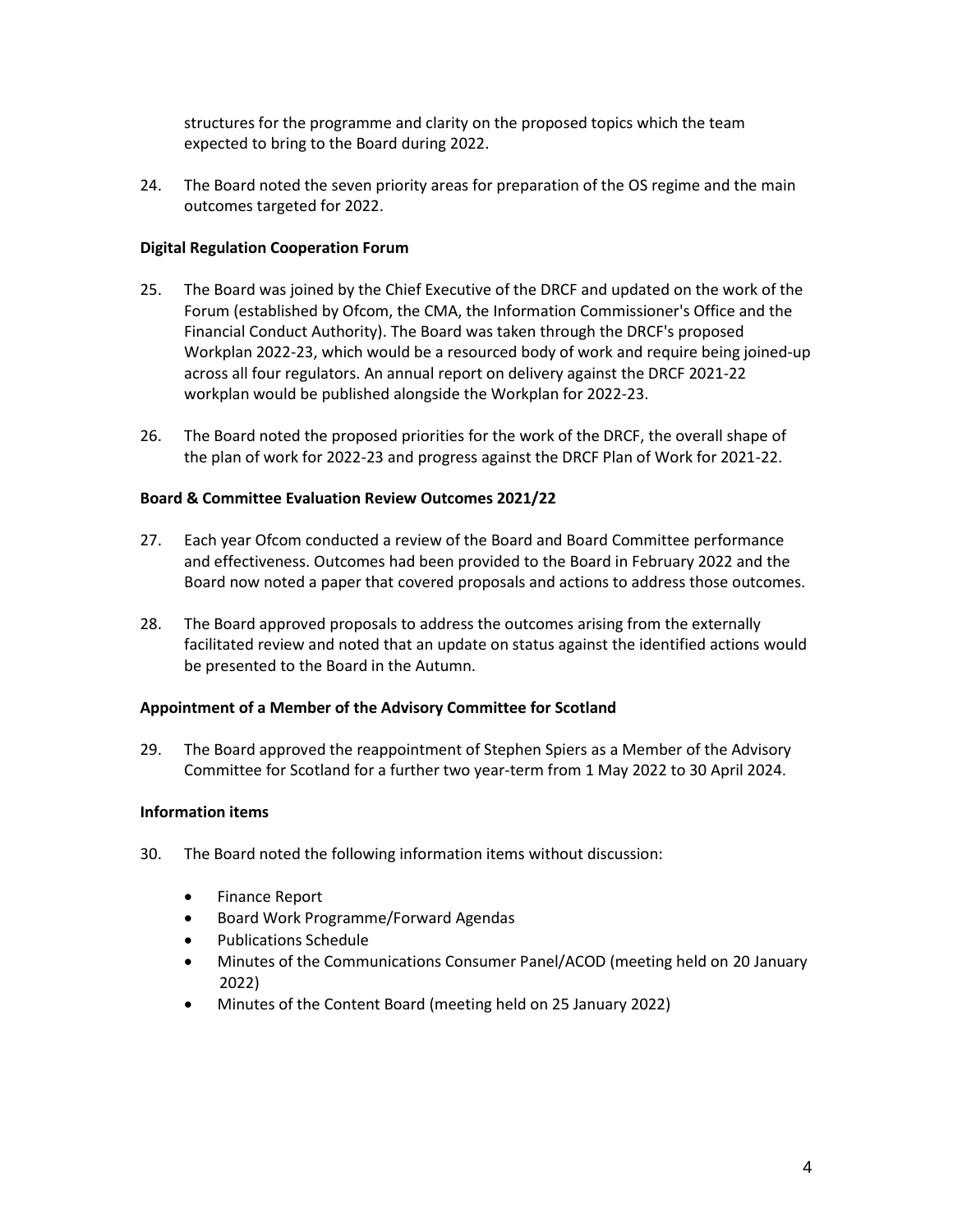structures for the programme and clarity on the proposed topics which the team expected to bring to the Board during 2022.

24. The Board noted the seven priority areas for preparation of the OS regime and the main outcomes targeted for 2022.

**Digital Regulation Cooperation Forum**

25. The Board was joined by the Chief Executive of the DRCF and updated on the work of the Forum (established by Ofcom, the CMA, the Information Commissioner's Office and the Financial Conduct Authority). The Board was taken through the DRCF's proposed Workplan 2022-23, which would be a resourced body of work and require being joined-up across all four regulators. An annual report on delivery against the DRCF 2021-22 workplan would be published alongside the Workplan for 2022-23.

26. The Board noted the proposed priorities for the work of the DRCF, the overall shape of the plan of work for 2022-23 and progress against the DRCF Plan of Work for 2021-22.

**Board & Committee Evaluation Review Outcomes 2021/22**

27. Each year Ofcom conducted a review of the Board and Board Committee performance and effectiveness. Outcomes had been provided to the Board in February 2022 and the Board now noted a paper that covered proposals and actions to address those outcomes.

28. The Board approved proposals to address the outcomes arising from the externally facilitated review and noted that an update on status against the identified actions would be presented to the Board in the Autumn.

**Appointment of a Member of the Advisory Committee for Scotland**

29. The Board approved the reappointment of Stephen Spiers as a Member of the Advisory Committee for Scotland for a further two year-term from 1 May 2022 to 30 April 2024.

**Information items**

30. The Board noted the following information items without discussion:

- Finance Report
- Board Work Programme/Forward Agendas
- Publications Schedule
- Minutes of the Communications Consumer Panel/ACOD (meeting held on 20 January 2022)
- Minutes of the Content Board (meeting held on 25 January 2022)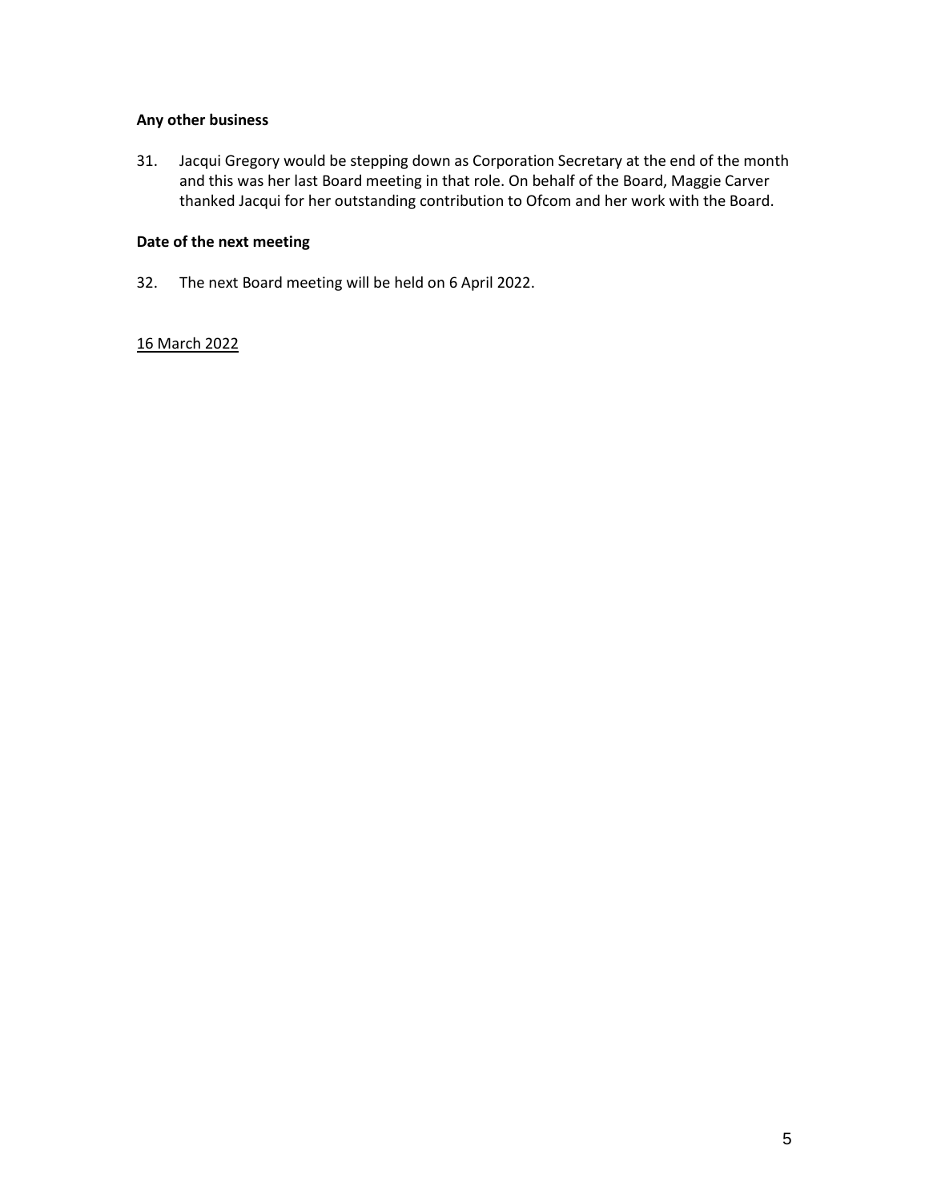**Any other business**

31. Jacqui Gregory would be stepping down as Corporation Secretary at the end of the month and this was her last Board meeting in that role. On behalf of the Board, Maggie Carver thanked Jacqui for her outstanding contribution to Ofcom and her work with the Board.

**Date of the next meeting**

32. The next Board meeting will be held on 6 April 2022.

16 March 2022